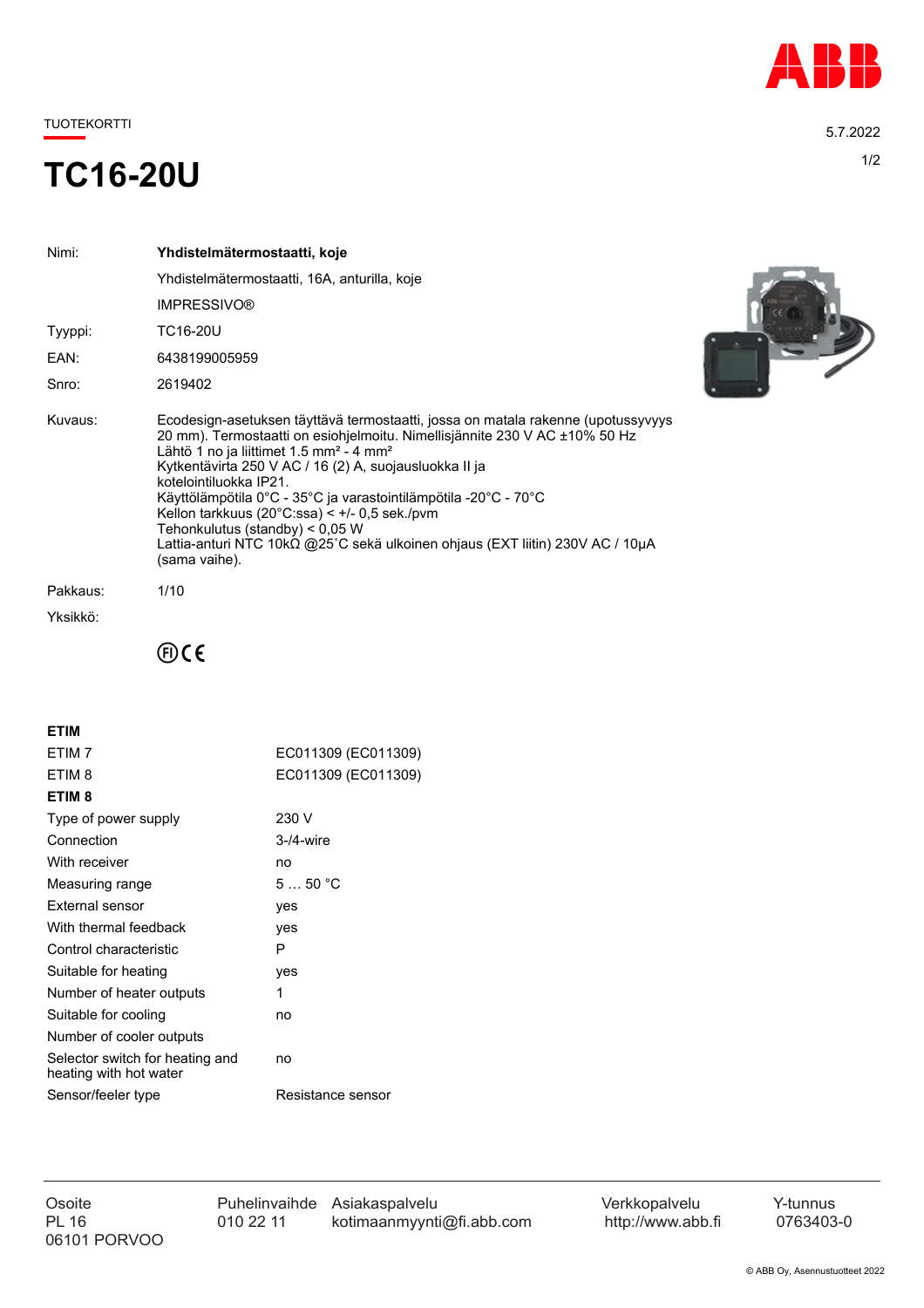TUOTEKORTTI

5.7.2022

# TC16-20U

| | |
|---|---|
| Nimi: | **Yhdistelmätermostaatti, koje** |
| | Yhdistelmätermostaatti, 16A, anturilla, koje |
| | IMPRESSIVO® |
| Tyyppi: | TC16-20U |
| EAN: | 6438199005959 |
| Snro: | 2619402 |
| Kuvaus: | Ecodesign-asetuksen täyttävä termostaatti, jossa on matala rakenne (upotussyvyys 20 mm). Termostaatti on esiohjelmoitu. Nimellisjännite 230 V AC ±10% 50 Hz Lähtö 1 no ja liittimet 1.5 mm² - 4 mm² Kytkentävirta 250 V AC / 16 (2) A, suojausluokka II ja kotelointiluokka IP21. Käyttölämpötila 0°C - 35°C ja varastointilämpötila -20°C - 70°C Kellon tarkkuus (20°C:ssa) < +/- 0,5 sek./pvm Tehonkulutus (standby) < 0,05 W Lattia-anturi NTC 10kΩ @25˚C sekä ulkoinen ohjaus (EXT liitin) 230V AC / 10µA (sama vaihe). |
| Pakkaus: | 1/10 |
| Yksikkö: | |

(FI) CE

**ETIM**

| | |
|---|---|
| ETIM 7 | EC011309 (EC011309) |
| ETIM 8 | EC011309 (EC011309) |

**ETIM 8**

| | |
|---|---|
| Type of power supply | 230 V |
| Connection | 3-/4-wire |
| With receiver | no |
| Measuring range | 5 … 50 °C |
| External sensor | yes |
| With thermal feedback | yes |
| Control characteristic | P |
| Suitable for heating | yes |
| Number of heater outputs | 1 |
| Suitable for cooling | no |
| Number of cooler outputs | |
| Selector switch for heating and heating with hot water | no |
| Sensor/feeler type | Resistance sensor |

| Osoite | Puhelinvaihde | Asiakaspalvelu | Verkkopalvelu | Y-tunnus |
|---|---|---|---|---|
| PL 16<br>06101 PORVOO | 010 22 11 | kotimaanmyynti@fi.abb.com | http://www.abb.fi | 0763403-0 |

© ABB Oy, Asennustuotteet 2022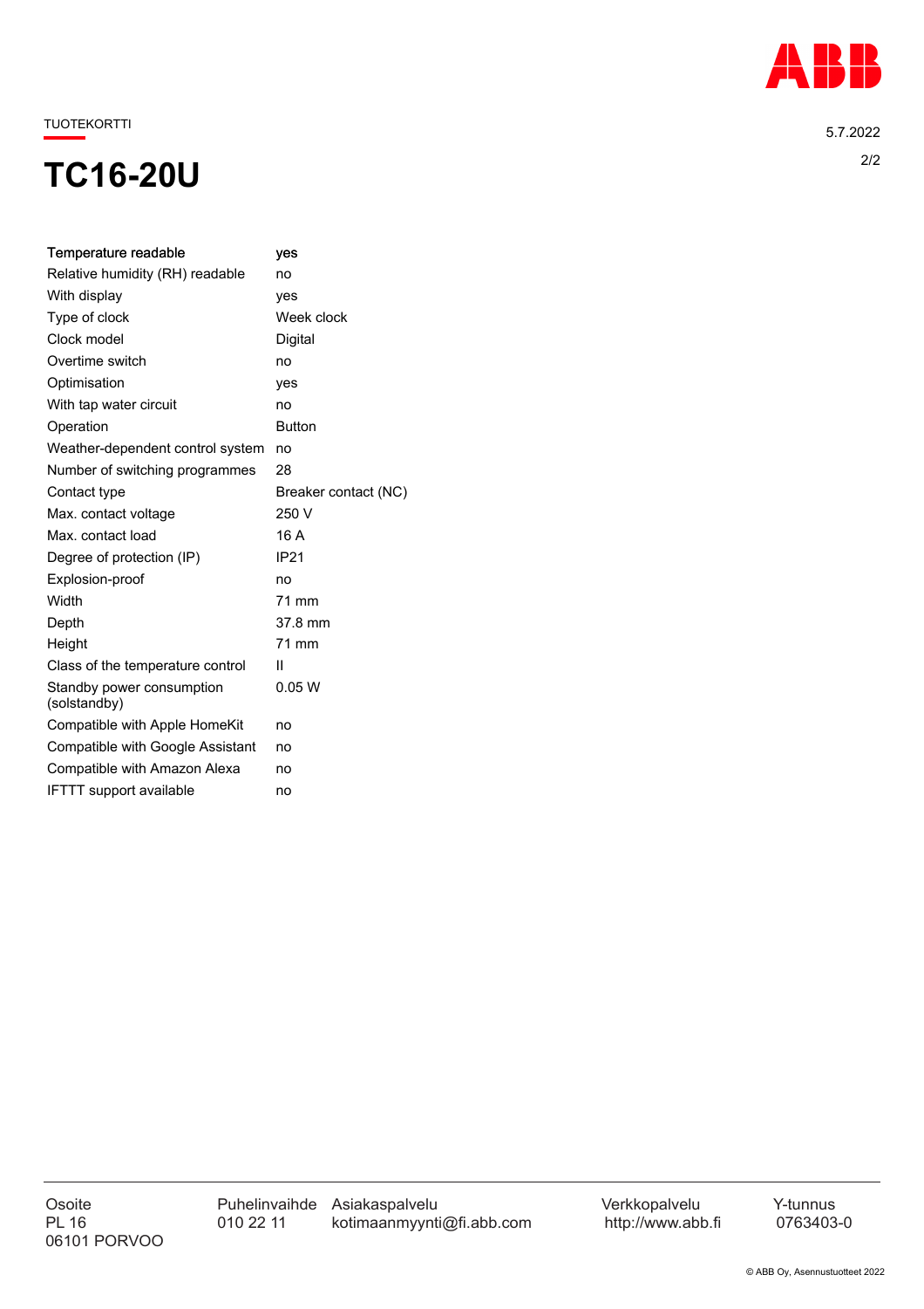TUOTEKORTTI

# TC16-20U

| | |
|---|---|
| Temperature readable | yes |
| Relative humidity (RH) readable | no |
| With display | yes |
| Type of clock | Week clock |
| Clock model | Digital |
| Overtime switch | no |
| Optimisation | yes |
| With tap water circuit | no |
| Operation | Button |
| Weather-dependent control system | no |
| Number of switching programmes | 28 |
| Contact type | Breaker contact (NC) |
| Max. contact voltage | 250 V |
| Max. contact load | 16 A |
| Degree of protection (IP) | IP21 |
| Explosion-proof | no |
| Width | 71 mm |
| Depth | 37.8 mm |
| Height | 71 mm |
| Class of the temperature control | II |
| Standby power consumption (solstandby) | 0.05 W |
| Compatible with Apple HomeKit | no |
| Compatible with Google Assistant | no |
| Compatible with Amazon Alexa | no |
| IFTTT support available | no |

Osoite
PL 16
06101 PORVOO

Puhelinvaihde
010 22 11

Asiakaspalvelu
kotimaanmyynti@fi.abb.com

Verkkopalvelu
http://www.abb.fi

Y-tunnus
0763403-0

© ABB Oy, Asennustuotteet 2022